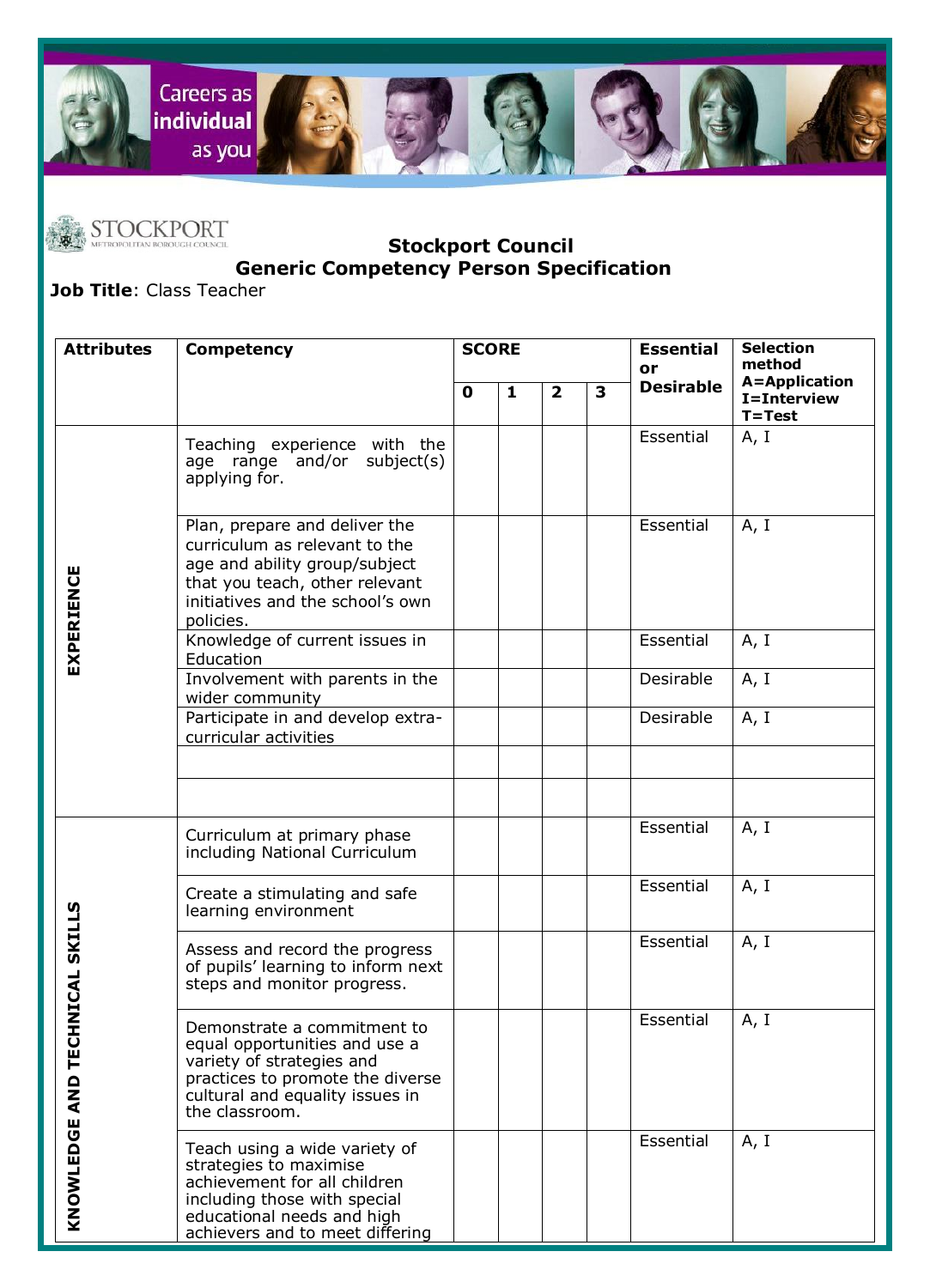Careers as individual as you

STOCKPORT
METROPOLITAN BOROUGH COUNCIL

## Stockport Council
## Generic Competency Person Specification

**Job Title**: Class Teacher

| Attributes | Competency | SCORE | | | | Essential or Desirable | Selection method A=Application I=Interview T=Test |
|---|---|---|---|---|---|---|---|
| | | 0 | 1 | 2 | 3 | | |
| EXPERIENCE | Teaching experience with the age range and/or subject(s) applying for. | | | | | Essential | A, I |
| | Plan, prepare and deliver the curriculum as relevant to the age and ability group/subject that you teach, other relevant initiatives and the school's own policies. | | | | | Essential | A, I |
| | Knowledge of current issues in Education | | | | | Essential | A, I |
| | Involvement with parents in the wider community | | | | | Desirable | A, I |
| | Participate in and develop extra-curricular activities | | | | | Desirable | A, I |
| | | | | | | | |
| | | | | | | | |
| KNOWLEDGE AND TECHNICAL SKILLS | Curriculum at primary phase including National Curriculum | | | | | Essential | A, I |
| | Create a stimulating and safe learning environment | | | | | Essential | A, I |
| | Assess and record the progress of pupils' learning to inform next steps and monitor progress. | | | | | Essential | A, I |
| | Demonstrate a commitment to equal opportunities and use a variety of strategies and practices to promote the diverse cultural and equality issues in the classroom. | | | | | Essential | A, I |
| | Teach using a wide variety of strategies to maximise achievement for all children including those with special educational needs and high achievers and to meet differing | | | | | Essential | A, I |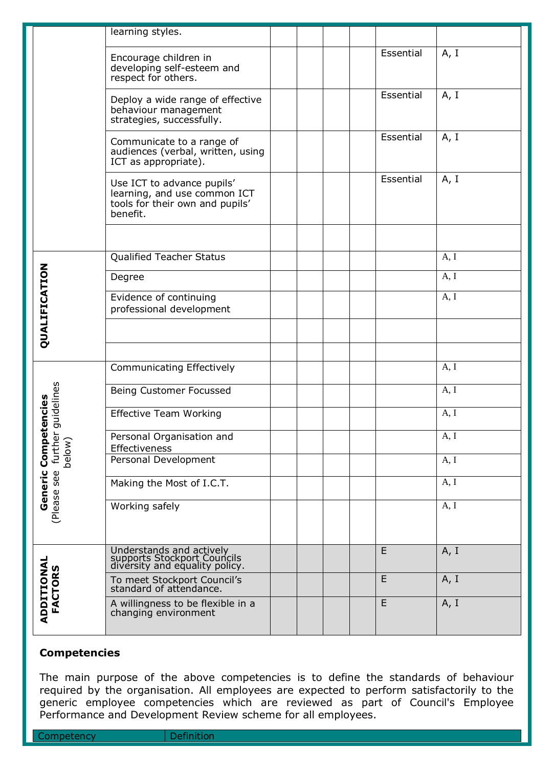| | | | | | | | |
|---|---|---|---|---|---|---|---|
| | learning styles. | | | | | | |
| | Encourage children in developing self-esteem and respect for others. | | | | | Essential | A, I |
| | Deploy a wide range of effective behaviour management strategies, successfully. | | | | | Essential | A, I |
| | Communicate to a range of audiences (verbal, written, using ICT as appropriate). | | | | | Essential | A, I |
| | Use ICT to advance pupils' learning, and use common ICT tools for their own and pupils' benefit. | | | | | Essential | A, I |
| | | | | | | | |
| **QUALIFICATION** | Qualified Teacher Status | | | | | | A, I |
| | Degree | | | | | | A, I |
| | Evidence of continuing professional development | | | | | | A, I |
| | | | | | | | |
| | | | | | | | |
| **Generic Competencies** (Please see further guidelines below) | Communicating Effectively | | | | | | A, I |
| | Being Customer Focussed | | | | | | A, I |
| | Effective Team Working | | | | | | A, I |
| | Personal Organisation and Effectiveness | | | | | | A, I |
| | Personal Development | | | | | | A, I |
| | Making the Most of I.C.T. | | | | | | A, I |
| | Working safely | | | | | | A, I |
| **ADDITIONAL FACTORS** | Understands and actively supports Stockport Councils diversity and equality policy. | | | | | E | A, I |
| | To meet Stockport Council's standard of attendance. | | | | | E | A, I |
| | A willingness to be flexible in a changing environment | | | | | E | A, I |

**Competencies**

The main purpose of the above competencies is to define the standards of behaviour required by the organisation. All employees are expected to perform satisfactorily to the generic employee competencies which are reviewed as part of Council's Employee Performance and Development Review scheme for all employees.

| Competency | Definition |
|---|---|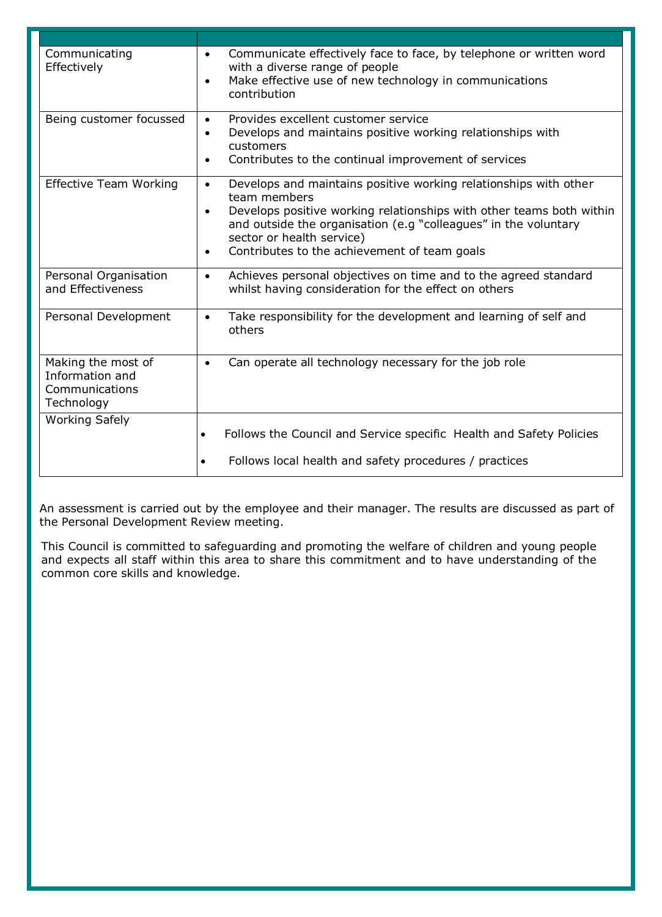| | |
|---|---|
| Communicating Effectively | • Communicate effectively face to face, by telephone or written word with a diverse range of people<br>• Make effective use of new technology in communications contribution |
| Being customer focussed | • Provides excellent customer service<br>• Develops and maintains positive working relationships with customers<br>• Contributes to the continual improvement of services |
| Effective Team Working | • Develops and maintains positive working relationships with other team members<br>• Develops positive working relationships with other teams both within and outside the organisation (e.g "colleagues" in the voluntary sector or health service)<br>• Contributes to the achievement of team goals |
| Personal Organisation and Effectiveness | • Achieves personal objectives on time and to the agreed standard whilst having consideration for the effect on others |
| Personal Development | • Take responsibility for the development and learning of self and others |
| Making the most of Information and Communications Technology | • Can operate all technology necessary for the job role |
| Working Safely | • Follows the Council and Service specific Health and Safety Policies<br>• Follows local health and safety procedures / practices |

An assessment is carried out by the employee and their manager. The results are discussed as part of the Personal Development Review meeting.

This Council is committed to safeguarding and promoting the welfare of children and young people and expects all staff within this area to share this commitment and to have understanding of the common core skills and knowledge.